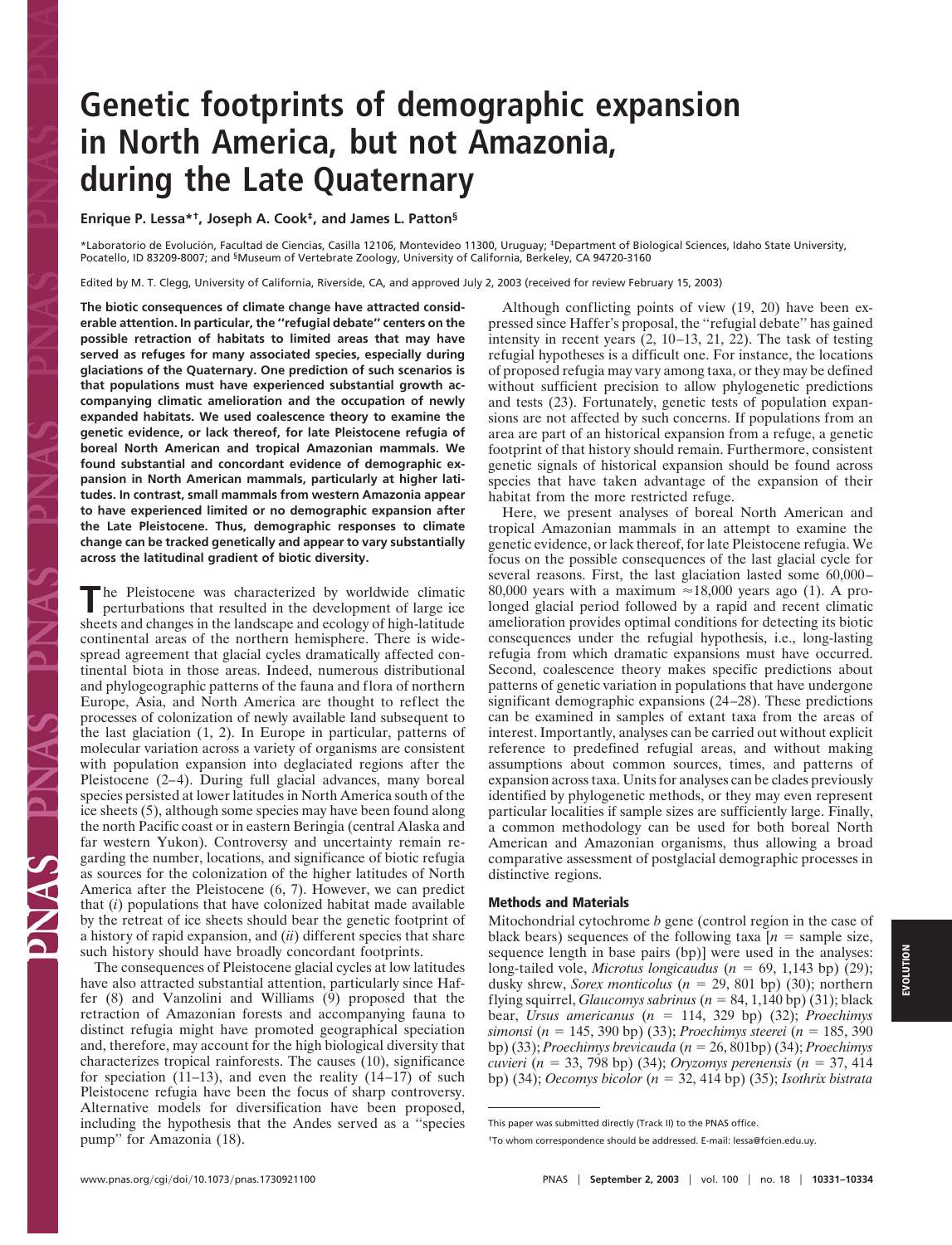# Genetic footprints of demographic expansion in North America, but not Amazonia, during the Late Quaternary

**Enrique P. Lessa*†, Joseph A. Cook‡, and James L. Patton§**

*Laboratorio de Evolución, Facultad de Ciencias, Casilla 12106, Montevideo 11300, Uruguay; ‡Department of Biological Sciences, Idaho State University, Pocatello, ID 83209-8007; and §Museum of Vertebrate Zoology, University of California, Berkeley, CA 94720-3160

Edited by M. T. Clegg, University of California, Riverside, CA, and approved July 2, 2003 (received for review February 15, 2003)

**The biotic consequences of climate change have attracted considerable attention. In particular, the "refugial debate" centers on the possible retraction of habitats to limited areas that may have served as refuges for many associated species, especially during glaciations of the Quaternary. One prediction of such scenarios is that populations must have experienced substantial growth accompanying climatic amelioration and the occupation of newly expanded habitats. We used coalescence theory to examine the genetic evidence, or lack thereof, for late Pleistocene refugia of boreal North American and tropical Amazonian mammals. We found substantial and concordant evidence of demographic expansion in North American mammals, particularly at higher latitudes. In contrast, small mammals from western Amazonia appear to have experienced limited or no demographic expansion after the Late Pleistocene. Thus, demographic responses to climate change can be tracked genetically and appear to vary substantially across the latitudinal gradient of biotic diversity.**

The Pleistocene was characterized by worldwide climatic perturbations that resulted in the development of large ice sheets and changes in the landscape and ecology of high-latitude continental areas of the northern hemisphere. There is widespread agreement that glacial cycles dramatically affected continental biota in those areas. Indeed, numerous distributional and phylogeographic patterns of the fauna and flora of northern Europe, Asia, and North America are thought to reflect the processes of colonization of newly available land subsequent to the last glaciation (1, 2). In Europe in particular, patterns of molecular variation across a variety of organisms are consistent with population expansion into deglaciated regions after the Pleistocene (2–4). During full glacial advances, many boreal species persisted at lower latitudes in North America south of the ice sheets (5), although some species may have been found along the north Pacific coast or in eastern Beringia (central Alaska and far western Yukon). Controversy and uncertainty remain regarding the number, locations, and significance of biotic refugia as sources for the colonization of the higher latitudes of North America after the Pleistocene (6, 7). However, we can predict that (*i*) populations that have colonized habitat made available by the retreat of ice sheets should bear the genetic footprint of a history of rapid expansion, and (*ii*) different species that share such history should have broadly concordant footprints.

The consequences of Pleistocene glacial cycles at low latitudes have also attracted substantial attention, particularly since Haffer (8) and Vanzolini and Williams (9) proposed that the retraction of Amazonian forests and accompanying fauna to distinct refugia might have promoted geographical speciation and, therefore, may account for the high biological diversity that characterizes tropical rainforests. The causes (10), significance for speciation (11–13), and even the reality (14–17) of such Pleistocene refugia have been the focus of sharp controversy. Alternative models for diversification have been proposed, including the hypothesis that the Andes served as a "species pump" for Amazonia (18).

Although conflicting points of view (19, 20) have been expressed since Haffer's proposal, the "refugial debate" has gained intensity in recent years (2, 10–13, 21, 22). The task of testing refugial hypotheses is a difficult one. For instance, the locations of proposed refugia may vary among taxa, or they may be defined without sufficient precision to allow phylogenetic predictions and tests (23). Fortunately, genetic tests of population expansions are not affected by such concerns. If populations from an area are part of an historical expansion from a refuge, a genetic footprint of that history should remain. Furthermore, consistent genetic signals of historical expansion should be found across species that have taken advantage of the expansion of their habitat from the more restricted refuge.

Here, we present analyses of boreal North American and tropical Amazonian mammals in an attempt to examine the genetic evidence, or lack thereof, for late Pleistocene refugia. We focus on the possible consequences of the last glacial cycle for several reasons. First, the last glaciation lasted some 60,000–80,000 years with a maximum $\approx$18,000 years ago (1). A prolonged glacial period followed by a rapid and recent climatic amelioration provides optimal conditions for detecting its biotic consequences under the refugial hypothesis, i.e., long-lasting refugia from which dramatic expansions must have occurred. Second, coalescence theory makes specific predictions about patterns of genetic variation in populations that have undergone significant demographic expansions (24–28). These predictions can be examined in samples of extant taxa from the areas of interest. Importantly, analyses can be carried out without explicit reference to predefined refugial areas, and without making assumptions about common sources, times, and patterns of expansion across taxa. Units for analyses can be clades previously identified by phylogenetic methods, or they may even represent particular localities if sample sizes are sufficiently large. Finally, a common methodology can be used for both boreal North American and Amazonian organisms, thus allowing a broad comparative assessment of postglacial demographic processes in distinctive regions.

## Methods and Materials

Mitochondrial cytochrome *b* gene (control region in the case of black bears) sequences of the following taxa [$n$ = sample size, sequence length in base pairs (bp)] were used in the analyses: long-tailed vole, *Microtus longicaudus* ($n$ = 69, 1,143 bp) (29); dusky shrew, *Sorex monticolus* ($n$ = 29, 801 bp) (30); northern flying squirrel, *Glaucomys sabrinus* ($n$ = 84, 1,140 bp) (31); black bear, *Ursus americanus* ($n$ = 114, 329 bp) (32); *Proechimys simonsi* ($n$ = 145, 390 bp) (33); *Proechimys steerei* ($n$ = 185, 390 bp) (33); *Proechimys brevicauda* ($n$ = 26, 801bp) (34); *Proechimys cuvieri* ($n$ = 33, 798 bp) (34); *Oryzomys perenensis* ($n$ = 37, 414 bp) (34); *Oecomys bicolor* ($n$ = 32, 414 bp) (35); *Isothrix bistrata*

This paper was submitted directly (Track II) to the PNAS office.

†To whom correspondence should be addressed. E-mail: lessa@fcien.edu.uy.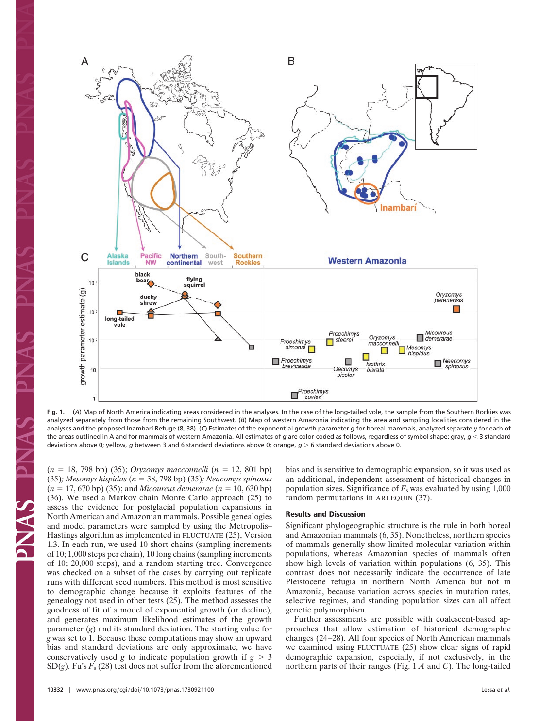**Fig. 1.** (*A*) Map of North America indicating areas considered in the analyses. In the case of the long-tailed vole, the sample from the Southern Rockies was analyzed separately from those from the remaining Southwest. (*B*) Map of western Amazonia indicating the area and sampling localities considered in the analyses and the proposed Inambarí Refuge (8, 38). (*C*) Estimates of the exponential growth parameter *g* for boreal mammals, analyzed separately for each of the areas outlined in A and for mammals of western Amazonia. All estimates of *g* are color-coded as follows, regardless of symbol shape: gray, $g < 3$ standard deviations above 0; yellow, *g* between 3 and 6 standard deviations above 0; orange, $g > 6$ standard deviations above 0.

($n$ = 18, 798 bp) (35); *Oryzomys macconnelli* ($n$ = 12, 801 bp) (35)*; Mesomys hispidus* ($n$ = 38, 798 bp) (35)*; Neacomys spinosus* ($n$ = 17, 670 bp) (35); and *Micoureus demerarae* ($n$ = 10, 630 bp) (36). We used a Markov chain Monte Carlo approach (25) to assess the evidence for postglacial population expansions in North American and Amazonian mammals. Possible genealogies and model parameters were sampled by using the Metropolis–Hastings algorithm as implemented in FLUCTUATE (25), Version 1.3. In each run, we used 10 short chains (sampling increments of 10; 1,000 steps per chain), 10 long chains (sampling increments of 10; 20,000 steps), and a random starting tree. Convergence was checked on a subset of the cases by carrying out replicate runs with different seed numbers. This method is most sensitive to demographic change because it exploits features of the genealogy not used in other tests (25). The method assesses the goodness of fit of a model of exponential growth (or decline), and generates maximum likelihood estimates of the growth parameter ($g$) and its standard deviation. The starting value for $g$ was set to 1. Because these computations may show an upward bias and standard deviations are only approximate, we have conservatively used $g$ to indicate population growth if $g > 3$ SD($g$). Fu's $F_s$ (28) test does not suffer from the aforementioned bias and is sensitive to demographic expansion, so it was used as an additional, independent assessment of historical changes in population sizes. Significance of $F_s$ was evaluated by using 1,000 random permutations in ARLEQUIN (37).

## Results and Discussion

Significant phylogeographic structure is the rule in both boreal and Amazonian mammals (6, 35). Nonetheless, northern species of mammals generally show limited molecular variation within populations, whereas Amazonian species of mammals often show high levels of variation within populations (6, 35). This contrast does not necessarily indicate the occurrence of late Pleistocene refugia in northern North America but not in Amazonia, because variation across species in mutation rates, selective regimes, and standing population sizes can all affect genetic polymorphism.

Further assessments are possible with coalescent-based approaches that allow estimation of historical demographic changes (24–28). All four species of North American mammals we examined using FLUCTUATE (25) show clear signs of rapid demographic expansion, especially, if not exclusively, in the northern parts of their ranges (Fig. 1 *A* and *C*). The long-tailed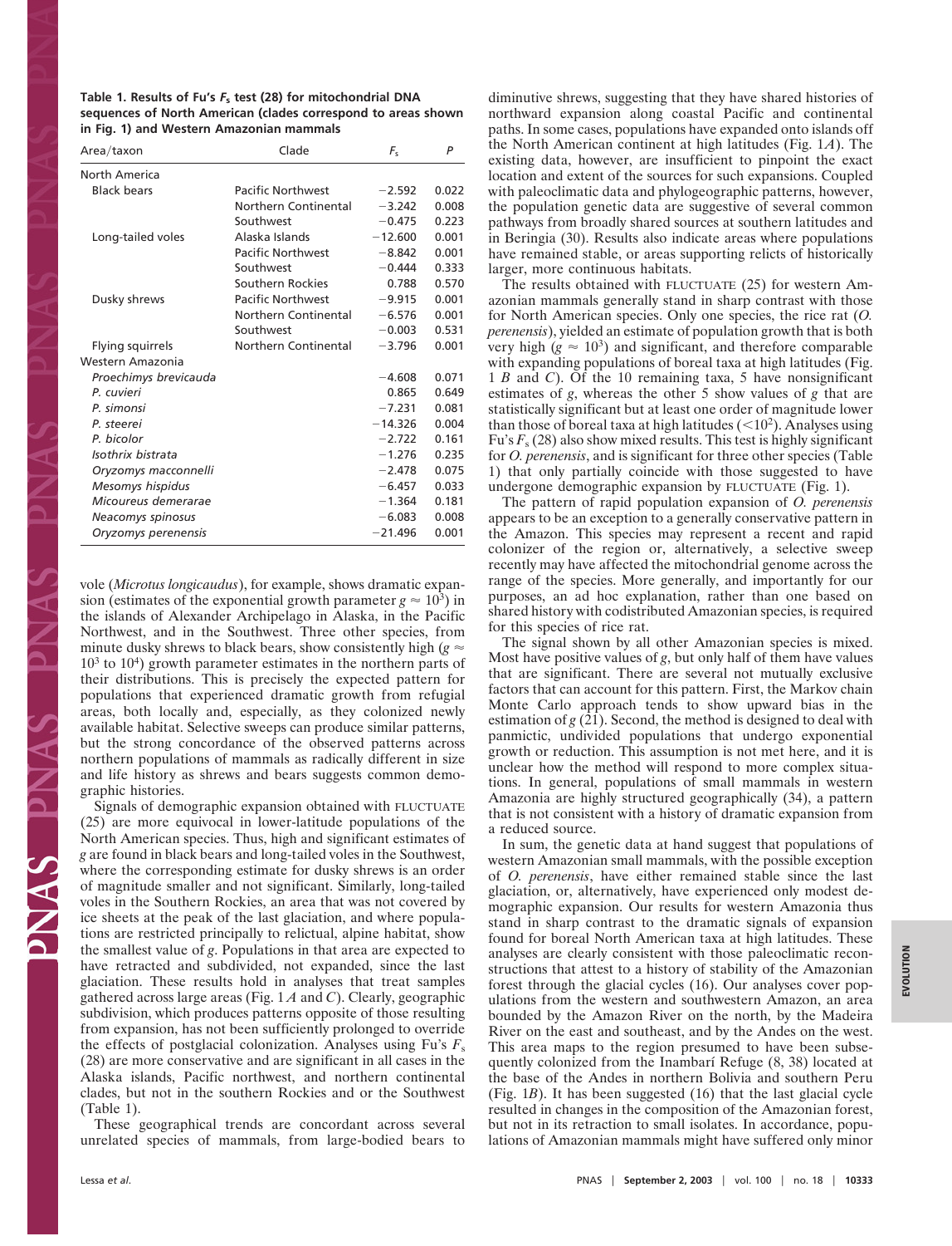**Table 1. Results of Fu's $F_s$ test (28) for mitochondrial DNA sequences of North American (clades correspond to areas shown in Fig. 1) and Western Amazonian mammals**

| Area/taxon | Clade | $F_s$ | $P$ |
|---|---|---|---|
| North America | | | |
| Black bears | Pacific Northwest | −2.592 | 0.022 |
| | Northern Continental | −3.242 | 0.008 |
| | Southwest | −0.475 | 0.223 |
| Long-tailed voles | Alaska Islands | −12.600 | 0.001 |
| | Pacific Northwest | −8.842 | 0.001 |
| | Southwest | −0.444 | 0.333 |
| | Southern Rockies | 0.788 | 0.570 |
| Dusky shrews | Pacific Northwest | −9.915 | 0.001 |
| | Northern Continental | −6.576 | 0.001 |
| | Southwest | −0.003 | 0.531 |
| Flying squirrels | Northern Continental | −3.796 | 0.001 |
| Western Amazonia | | | |
| *Proechimys brevicauda* | | −4.608 | 0.071 |
| *P. cuvieri* | | 0.865 | 0.649 |
| *P. simonsi* | | −7.231 | 0.081 |
| *P. steerei* | | −14.326 | 0.004 |
| *P. bicolor* | | −2.722 | 0.161 |
| *Isothrix bistrata* | | −1.276 | 0.235 |
| *Oryzomys macconnelli* | | −2.478 | 0.075 |
| *Mesomys hispidus* | | −6.457 | 0.033 |
| *Micoureus demerarae* | | −1.364 | 0.181 |
| *Neacomys spinosus* | | −6.083 | 0.008 |
| *Oryzomys perenensis* | | −21.496 | 0.001 |

vole (*Microtus longicaudus*), for example, shows dramatic expansion (estimates of the exponential growth parameter $g \approx 10^3$) in the islands of Alexander Archipelago in Alaska, in the Pacific Northwest, and in the Southwest. Three other species, from minute dusky shrews to black bears, show consistently high ($g \approx 10^3$ to $10^4$) growth parameter estimates in the northern parts of their distributions. This is precisely the expected pattern for populations that experienced dramatic growth from refugial areas, both locally and, especially, as they colonized newly available habitat. Selective sweeps can produce similar patterns, but the strong concordance of the observed patterns across northern populations of mammals as radically different in size and life history as shrews and bears suggests common demographic histories.

Signals of demographic expansion obtained with FLUCTUATE (25) are more equivocal in lower-latitude populations of the North American species. Thus, high and significant estimates of $g$ are found in black bears and long-tailed voles in the Southwest, where the corresponding estimate for dusky shrews is an order of magnitude smaller and not significant. Similarly, long-tailed voles in the Southern Rockies, an area that was not covered by ice sheets at the peak of the last glaciation, and where populations are restricted principally to relictual, alpine habitat, show the smallest value of $g$. Populations in that area are expected to have retracted and subdivided, not expanded, since the last glaciation. These results hold in analyses that treat samples gathered across large areas (Fig. 1 *A* and *C*). Clearly, geographic subdivision, which produces patterns opposite of those resulting from expansion, has not been sufficiently prolonged to override the effects of postglacial colonization. Analyses using Fu's $F_s$ (28) are more conservative and are significant in all cases in the Alaska islands, Pacific northwest, and northern continental clades, but not in the southern Rockies and or the Southwest (Table 1).

These geographical trends are concordant across several unrelated species of mammals, from large-bodied bears to diminutive shrews, suggesting that they have shared histories of northward expansion along coastal Pacific and continental paths. In some cases, populations have expanded onto islands off the North American continent at high latitudes (Fig. 1*A*). The existing data, however, are insufficient to pinpoint the exact location and extent of the sources for such expansions. Coupled with paleoclimatic data and phylogeographic patterns, however, the population genetic data are suggestive of several common pathways from broadly shared sources at southern latitudes and in Beringia (30). Results also indicate areas where populations have remained stable, or areas supporting relicts of historically larger, more continuous habitats.

The results obtained with FLUCTUATE (25) for western Amazonian mammals generally stand in sharp contrast with those for North American species. Only one species, the rice rat (*O. perenensis*), yielded an estimate of population growth that is both very high ($g \approx 10^3$) and significant, and therefore comparable with expanding populations of boreal taxa at high latitudes (Fig. 1 *B* and *C*). Of the 10 remaining taxa, 5 have nonsignificant estimates of $g$, whereas the other 5 show values of $g$ that are statistically significant but at least one order of magnitude lower than those of boreal taxa at high latitudes ($<10^2$). Analyses using Fu's $F_s$ (28) also show mixed results. This test is highly significant for *O. perenensis*, and is significant for three other species (Table 1) that only partially coincide with those suggested to have undergone demographic expansion by FLUCTUATE (Fig. 1).

The pattern of rapid population expansion of *O. perenensis* appears to be an exception to a generally conservative pattern in the Amazon. This species may represent a recent and rapid colonizer of the region or, alternatively, a selective sweep recently may have affected the mitochondrial genome across the range of the species. More generally, and importantly for our purposes, an ad hoc explanation, rather than one based on shared history with codistributed Amazonian species, is required for this species of rice rat.

The signal shown by all other Amazonian species is mixed. Most have positive values of $g$, but only half of them have values that are significant. There are several not mutually exclusive factors that can account for this pattern. First, the Markov chain Monte Carlo approach tends to show upward bias in the estimation of $g$ (21). Second, the method is designed to deal with panmictic, undivided populations that undergo exponential growth or reduction. This assumption is not met here, and it is unclear how the method will respond to more complex situations. In general, populations of small mammals in western Amazonia are highly structured geographically (34), a pattern that is not consistent with a history of dramatic expansion from a reduced source.

In sum, the genetic data at hand suggest that populations of western Amazonian small mammals, with the possible exception of *O. perenensis*, have either remained stable since the last glaciation, or, alternatively, have experienced only modest demographic expansion. Our results for western Amazonia thus stand in sharp contrast to the dramatic signals of expansion found for boreal North American taxa at high latitudes. These analyses are clearly consistent with those paleoclimatic reconstructions that attest to a history of stability of the Amazonian forest through the glacial cycles (16). Our analyses cover populations from the western and southwestern Amazon, an area bounded by the Amazon River on the north, by the Madeira River on the east and southeast, and by the Andes on the west. This area maps to the region presumed to have been subsequently colonized from the Inambarí Refuge (8, 38) located at the base of the Andes in northern Bolivia and southern Peru (Fig. 1*B*). It has been suggested (16) that the last glacial cycle resulted in changes in the composition of the Amazonian forest, but not in its retraction to small isolates. In accordance, populations of Amazonian mammals might have suffered only minor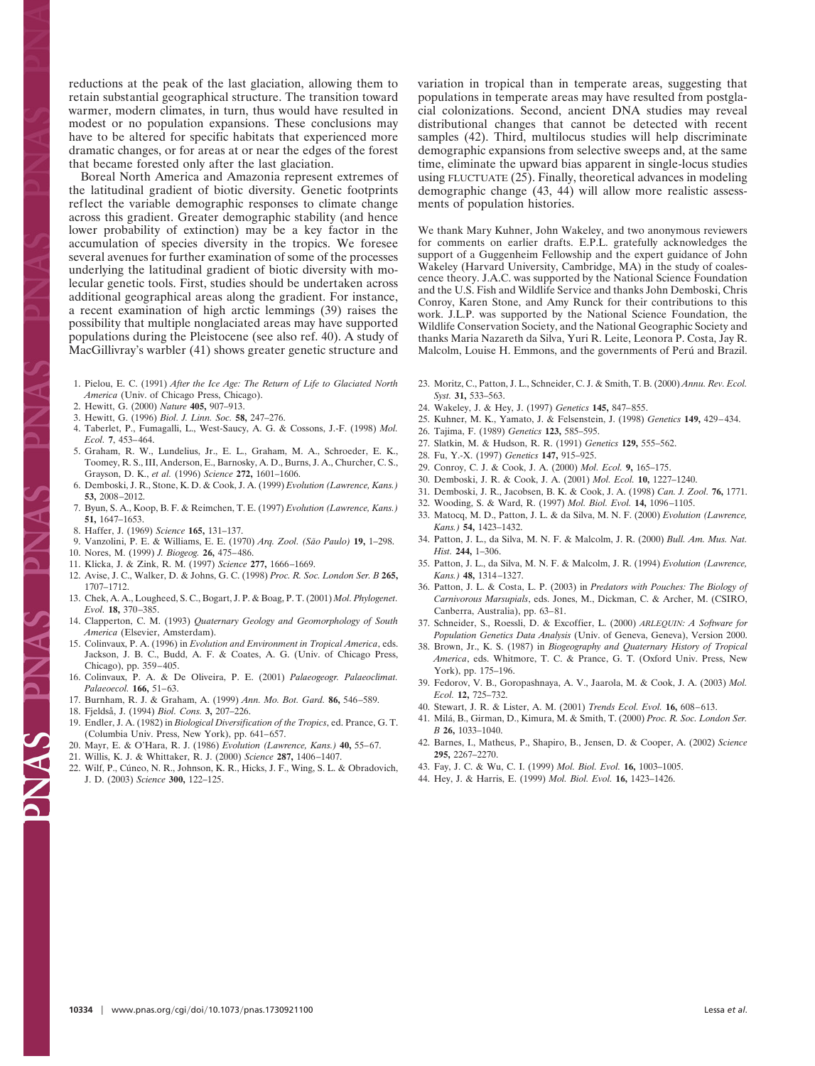reductions at the peak of the last glaciation, allowing them to retain substantial geographical structure. The transition toward warmer, modern climates, in turn, thus would have resulted in modest or no population expansions. These conclusions may have to be altered for specific habitats that experienced more dramatic changes, or for areas at or near the edges of the forest that became forested only after the last glaciation.

Boreal North America and Amazonia represent extremes of the latitudinal gradient of biotic diversity. Genetic footprints reflect the variable demographic responses to climate change across this gradient. Greater demographic stability (and hence lower probability of extinction) may be a key factor in the accumulation of species diversity in the tropics. We foresee several avenues for further examination of some of the processes underlying the latitudinal gradient of biotic diversity with molecular genetic tools. First, studies should be undertaken across additional geographical areas along the gradient. For instance, a recent examination of high arctic lemmings (39) raises the possibility that multiple nonglaciated areas may have supported populations during the Pleistocene (see also ref. 40). A study of MacGillivray's warbler (41) shows greater genetic structure and variation in tropical than in temperate areas, suggesting that populations in temperate areas may have resulted from postglacial colonizations. Second, ancient DNA studies may reveal distributional changes that cannot be detected with recent samples (42). Third, multilocus studies will help discriminate demographic expansions from selective sweeps and, at the same time, eliminate the upward bias apparent in single-locus studies using FLUCTUATE (25). Finally, theoretical advances in modeling demographic change (43, 44) will allow more realistic assessments of population histories.

We thank Mary Kuhner, John Wakeley, and two anonymous reviewers for comments on earlier drafts. E.P.L. gratefully acknowledges the support of a Guggenheim Fellowship and the expert guidance of John Wakeley (Harvard University, Cambridge, MA) in the study of coalescence theory. J.A.C. was supported by the National Science Foundation and the U.S. Fish and Wildlife Service and thanks John Demboski, Chris Conroy, Karen Stone, and Amy Runck for their contributions to this work. J.L.P. was supported by the National Science Foundation, the Wildlife Conservation Society, and the National Geographic Society and thanks Maria Nazareth da Silva, Yuri R. Leite, Leonora P. Costa, Jay R. Malcolm, Louise H. Emmons, and the governments of Perú and Brazil.

1. Pielou, E. C. (1991) *After the Ice Age: The Return of Life to Glaciated North America* (Univ. of Chicago Press, Chicago).
2. Hewitt, G. (2000) *Nature* **405,** 907–913.
3. Hewitt, G. (1996) *Biol. J. Linn. Soc.* **58,** 247–276.
4. Taberlet, P., Fumagalli, L., Wust-Saucy, A. G. & Cossons, J.-F. (1998) *Mol. Ecol.* **7**, 453–464.
5. Graham, R. W., Lundelius, Jr., E. L., Graham, M. A., Schroeder, E. K., Toomey, R. S., III, Anderson, E., Barnosky, A. D., Burns, J. A., Churcher, C. S., Grayson, D. K., *et al.* (1996) *Science* **272,** 1601–1606.
6. Demboski, J. R., Stone, K. D. & Cook, J. A. (1999) *Evolution (Lawrence, Kans.)* **53,** 2008–2012.
7. Byun, S. A., Koop, B. F. & Reimchen, T. E. (1997) *Evolution (Lawrence, Kans.)* **51,** 1647–1653.
8. Haffer, J. (1969) *Science* **165,** 131–137.
9. Vanzolini, P. E. & Williams, E. E. (1970) *Arq. Zool. (São Paulo)* **19,** 1–298.
10. Nores, M. (1999) *J. Biogeog.* **26,** 475–486.
11. Klicka, J. & Zink, R. M. (1997) *Science* **277,** 1666–1669.
12. Avise, J. C., Walker, D. & Johns, G. C. (1998) *Proc. R. Soc. London Ser. B* **265,** 1707–1712.
13. Chek, A. A., Lougheed, S. C., Bogart, J. P. & Boag, P. T. (2001) *Mol. Phylogenet. Evol.* **18,** 370–385.
14. Clapperton, C. M. (1993) *Quaternary Geology and Geomorphology of South America* (Elsevier, Amsterdam).
15. Colinvaux, P. A. (1996) in *Evolution and Environment in Tropical America*, eds. Jackson, J. B. C., Budd, A. F. & Coates, A. G. (Univ. of Chicago Press, Chicago), pp. 359–405.
16. Colinvaux, P. A. & De Oliveira, P. E. (2001) *Palaeogeogr. Palaeoclimat. Palaeoecol.* **166,** 51–63.
17. Burnham, R. J. & Graham, A. (1999) *Ann. Mo. Bot. Gard.* **86,** 546–589.
18. Fjeldså, J. (1994) *Biol. Cons.* **3,** 207–226.
19. Endler, J. A. (1982) in *Biological Diversification of the Tropics*, ed. Prance, G. T. (Columbia Univ. Press, New York), pp. 641–657.
20. Mayr, E. & O'Hara, R. J. (1986) *Evolution (Lawrence, Kans.)* **40,** 55–67.
21. Willis, K. J. & Whittaker, R. J. (2000) *Science* **287,** 1406–1407.
22. Wilf, P., Cúneo, N. R., Johnson, K. R., Hicks, J. F., Wing, S. L. & Obradovich, J. D. (2003) *Science* **300,** 122–125.
23. Moritz, C., Patton, J. L., Schneider, C. J. & Smith, T. B. (2000) *Annu. Rev. Ecol. Syst.* **31,** 533–563.
24. Wakeley, J. & Hey, J. (1997) *Genetics* **145,** 847–855.
25. Kuhner, M. K., Yamato, J. & Felsenstein, J. (1998) *Genetics* **149,** 429–434.
26. Tajima, F. (1989) *Genetics* **123,** 585–595.
27. Slatkin, M. & Hudson, R. R. (1991) *Genetics* **129,** 555–562.
28. Fu, Y.-X. (1997) *Genetics* **147,** 915–925.
29. Conroy, C. J. & Cook, J. A. (2000) *Mol. Ecol.* **9,** 165–175.
30. Demboski, J. R. & Cook, J. A. (2001) *Mol. Ecol.* **10,** 1227–1240.
31. Demboski, J. R., Jacobsen, B. K. & Cook, J. A. (1998) *Can. J. Zool.* **76,** 1771.
32. Wooding, S. & Ward, R. (1997) *Mol. Biol. Evol.* **14,** 1096–1105.
33. Matocq, M. D., Patton, J. L. & da Silva, M. N. F. (2000) *Evolution (Lawrence, Kans.)* **54,** 1423–1432.
34. Patton, J. L., da Silva, M. N. F. & Malcolm, J. R. (2000) *Bull. Am. Mus. Nat. Hist.* **244,** 1–306.
35. Patton, J. L., da Silva, M. N. F. & Malcolm, J. R. (1994) *Evolution (Lawrence, Kans.)* **48,** 1314–1327.
36. Patton, J. L. & Costa, L. P. (2003) in *Predators with Pouches: The Biology of Carnivorous Marsupials*, eds. Jones, M., Dickman, C. & Archer, M. (CSIRO, Canberra, Australia), pp. 63–81.
37. Schneider, S., Roessli, D. & Excoffier, L. (2000) *ARLEQUIN: A Software for Population Genetics Data Analysis* (Univ. of Geneva, Geneva), Version 2000.
38. Brown, Jr., K. S. (1987) in *Biogeography and Quaternary History of Tropical America*, eds. Whitmore, T. C. & Prance, G. T. (Oxford Univ. Press, New York), pp. 175–196.
39. Fedorov, V. B., Goropashnaya, A. V., Jaarola, M. & Cook, J. A. (2003) *Mol. Ecol.* **12,** 725–732.
40. Stewart, J. R. & Lister, A. M. (2001) *Trends Ecol. Evol.* **16,** 608–613.
41. Milá, B., Girman, D., Kimura, M. & Smith, T. (2000) *Proc. R. Soc. London Ser. B* **26,** 1033–1040.
42. Barnes, I., Matheus, P., Shapiro, B., Jensen, D. & Cooper, A. (2002) *Science* **295,** 2267–2270.
43. Fay, J. C. & Wu, C. I. (1999) *Mol. Biol. Evol.* **16,** 1003–1005.
44. Hey, J. & Harris, E. (1999) *Mol. Biol. Evol.* **16,** 1423–1426.